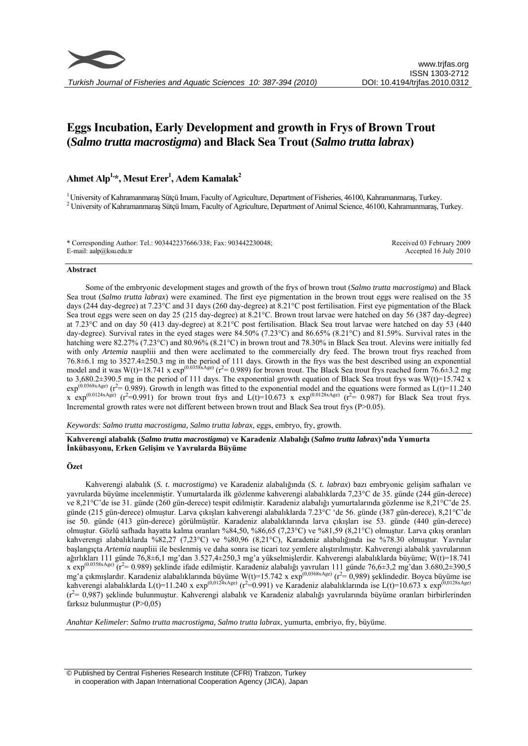# Eggs Incubation, Early Development and growth in Frys of Brown Trout (*Salmo trutta macrostigma*) and Black Sea Trout (*Salmo trutta labrax*)

**Ahmet Alp[1,*], Mesut Erer[1], Adem Kamalak[2]**

[1] University of Kahramanmaraş Sütçü Imam, Faculty of Agriculture, Department of Fisheries, 46100, Kahramanmaraş, Turkey.
[2] University of Kahramanmaraş Sütçü Imam, Faculty of Agriculture, Department of Animal Science, 46100, Kahramanmaraş, Turkey.

\* Corresponding Author: Tel.: 903442237666/338; Fax: 903442230048;
E-mail: aalp@ksu.edu.tr

Received 03 February 2009
Accepted 16 July 2010

## Abstract

Some of the embryonic development stages and growth of the frys of brown trout (*Salmo trutta macrostigma*) and Black Sea trout (*Salmo trutta labrax*) were examined. The first eye pigmentation in the brown trout eggs were realised on the 35 days (244 day-degree) at 7.23°C and 31 days (260 day-degree) at 8.21°C post fertilisation. First eye pigmentation of the Black Sea trout eggs were seen on day 25 (215 day-degree) at 8.21°C. Brown trout larvae were hatched on day 56 (387 day-degree) at 7.23°C and on day 50 (413 day-degree) at 8.21°C post fertilisation. Black Sea trout larvae were hatched on day 53 (440 day-degree). Survival rates in the eyed stages were 84.50% (7.23°C) and 86.65% (8.21°C) and 81.59%. Survival rates in the hatching were 82.27% (7.23°C) and 80.96% (8.21°C) in brown trout and 78.30% in Black Sea trout. Alevins were initially fed with only *Artemia* naupliii and then were acclimated to the commercially dry feed. The brown trout frys reached from 76.8±6.1 mg to 3527.4±250.3 mg in the period of 111 days. Growth in the frys was the best described using an exponential model and it was $W(t)=18.741 \times \exp^{(0.0358xAge)}$ ($r^2$= 0.989) for brown trout. The Black Sea trout frys reached form 76.6±3.2 mg to 3,680.2±390.5 mg in the period of 111 days. The exponential growth equation of Black Sea trout frys was $W(t)=15.742 \times \exp^{(0.0368xAge)}$ ($r^2$= 0.989). Growth in length was fitted to the exponential model and the equations were formed as $L(t)=11.240 \times \exp^{(0.0124xAge)}$ ($r^2$=0.991) for brown trout frys and $L(t)=10.673 \times \exp^{(0.0128xAge)}$ ($r^2$= 0.987) for Black Sea trout frys. Incremental growth rates were not different between brown trout and Black Sea trout frys (P>0.05).

*Keywords*: *Salmo trutta macrostigma, Salmo trutta labrax*, eggs, embryo, fry, growth.

**Kahverengi alabalık (*Salmo trutta macrostigma*) ve Karadeniz Alabalığı (*Salmo trutta labrax*)'nda Yumurta İnkübasyonu, Erken Gelişim ve Yavrularda Büyüme**

## Özet

Kahverengi alabalık (*S. t. macrostigma*) ve Karadeniz alabalığında (*S. t. labrax*) bazı embryonic gelişim safhaları ve yavrularda büyüme incelenmiştir. Yumurtalarda ilk gözlenme kahverengi alabalıklarda 7,23°C de 35. günde (244 gün-derece) ve 8,21°C'de ise 31. günde (260 gün-derece) tespit edilmiştir. Karadeniz alabalığı yumurtalarında gözlenme ise 8,21°C'de 25. günde (215 gün-derece) olmuştur. Larva çıkışları kahverengi alabalıklarda 7.23°C 'de 56. günde (387 gün-derece), 8,21°C'de ise 50. günde (413 gün-derece) görülmüştür. Karadeniz alabalıklarında larva çıkışları ise 53. günde (440 gün-derece) olmuştur. Gözlü safhada hayatta kalma oranları %84,50, %86,65 (7,23°C) ve %81,59 (8,21°C) olmuştur. Larva çıkış oranları kahverengi alabalıklarda %82,27 (7,23°C) ve %80,96 (8,21°C), Karadeniz alabalığında ise %78.30 olmuştur. Yavrular başlangıçta *Artemia* naupliii ile beslenmiş ve daha sonra ise ticari toz yemlere alıştırılmıştır. Kahverengi alabalık yavrularının ağırlıkları 111 günde 76,8±6,1 mg'dan 3.527,4±250,3 mg'a yükselmişlerdir. Kahverengi alabalıklarda büyüme; $W(t)=18.741 \times \exp^{(0.0358xAge)}$ ($r^2$= 0.989) şeklinde ifade edilmiştir. Karadeniz alabalığı yavruları 111 günde 76,6±3,2 mg'dan 3.680,2±390,5 mg'a çıkmışlardır. Karadeniz alabalıklarında büyüme $W(t)=15.742 \times \exp^{(0,0368xAge)}$ ($r^2$= 0,989) şeklindedir. Boyca büyüme ise kahverengi alabalıklarda $L(t)=11.240 \times \exp^{(0,0124xAge)}$ ($r^2$=0.991) ve Karadeniz alabalıklarında ise $L(t)=10.673 \times \exp^{(0,0128xAge)}$ ($r^2$= 0,987) şeklinde bulunmuştur. Kahverengi alabalık ve Karadeniz alabalığı yavrularında büyüme oranları birbirlerinden farksız bulunmuştur (P>0,05)

*Anahtar Kelimeler*: *Salmo trutta macrostigma, Salmo trutta labrax*, yumurta, embriyo, fry, büyüme.

© Published by Central Fisheries Research Institute (CFRI) Trabzon, Turkey in cooperation with Japan International Cooperation Agency (JICA), Japan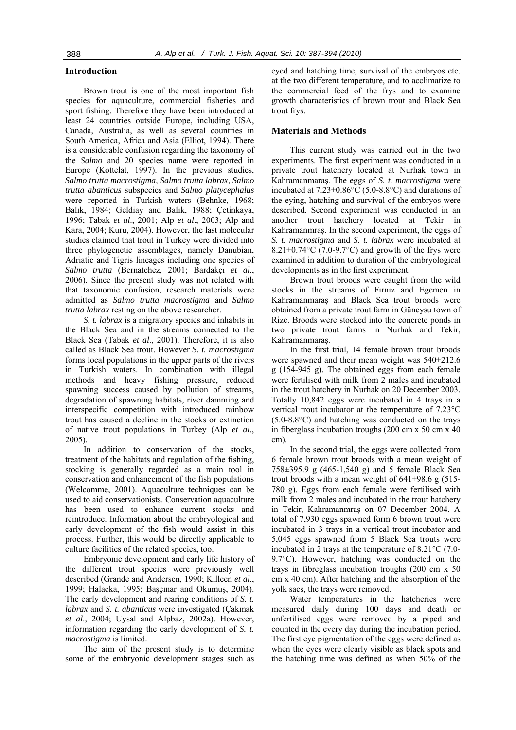## Introduction

Brown trout is one of the most important fish species for aquaculture, commercial fisheries and sport fishing. Therefore they have been introduced at least 24 countries outside Europe, including USA, Canada, Australia, as well as several countries in South America, Africa and Asia (Elliot, 1994). There is a considerable confusion regarding the taxonomy of the *Salmo* and 20 species name were reported in Europe (Kottelat, 1997). In the previous studies, *Salmo trutta macrostigma*, *Salmo trutta labrax*, *Salmo trutta abanticus* subspecies and *Salmo platycephalus* were reported in Turkish waters (Behnke, 1968; Balık, 1984; Geldiay and Balık, 1988; Çetinkaya, 1996; Tabak *et al*., 2001; Alp *et al*., 2003; Alp and Kara, 2004; Kuru, 2004). However, the last molecular studies claimed that trout in Turkey were divided into three phylogenetic assemblages, namely Danubian, Adriatic and Tigris lineages including one species of *Salmo trutta* (Bernatchez, 2001; Bardakçı *et al*., 2006). Since the present study was not related with that taxonomic confusion, research materials were admitted as *Salmo trutta macrostigma* and *Salmo trutta labrax* resting on the above researcher.

*S. t. labrax* is a migratory species and inhabits in the Black Sea and in the streams connected to the Black Sea (Tabak *et al*., 2001). Therefore, it is also called as Black Sea trout. However *S. t. macrostigma* forms local populations in the upper parts of the rivers in Turkish waters. In combination with illegal methods and heavy fishing pressure, reduced spawning success caused by pollution of streams, degradation of spawning habitats, river damming and interspecific competition with introduced rainbow trout has caused a decline in the stocks or extinction of native trout populations in Turkey (Alp *et al*., 2005).

In addition to conservation of the stocks, treatment of the habitats and regulation of the fishing, stocking is generally regarded as a main tool in conservation and enhancement of the fish populations (Welcomme, 2001). Aquaculture techniques can be used to aid conservationists. Conservation aquaculture has been used to enhance current stocks and reintroduce. Information about the embryological and early development of the fish would assist in this process. Further, this would be directly applicable to culture facilities of the related species, too.

Embryonic development and early life history of the different trout species were previously well described (Grande and Andersen, 1990; Killeen *et al*., 1999; Halacka, 1995; Başçınar and Okumuş, 2004). The early development and rearing conditions of *S. t. labrax* and *S. t. abanticus* were investigated (Çakmak *et al*., 2004; Uysal and Alpbaz, 2002a). However, information regarding the early development of *S. t. macrostigma* is limited.

The aim of the present study is to determine some of the embryonic development stages such as eyed and hatching time, survival of the embryos etc. at the two different temperature, and to acclimatize to the commercial feed of the frys and to examine growth characteristics of brown trout and Black Sea trout frys.

## Materials and Methods

This current study was carried out in the two experiments. The first experiment was conducted in a private trout hatchery located at Nurhak town in Kahramanmaraş. The eggs of *S. t. macrostigma* were incubated at 7.23±0.86°C (5.0-8.8°C) and durations of the eying, hatching and survival of the embryos were described. Second experiment was conducted in an another trout hatchery located at Tekir in Kahramanmraş. In the second experiment, the eggs of *S. t. macrostigma* and *S. t. labrax* were incubated at 8.21±0.74°C (7.0-9.7°C) and growth of the frys were examined in addition to duration of the embryological developments as in the first experiment.

Brown trout broods were caught from the wild stocks in the streams of Fırnız and Egemen in Kahramanmaraş and Black Sea trout broods were obtained from a private trout farm in Güneysu town of Rize. Broods were stocked into the concrete ponds in two private trout farms in Nurhak and Tekir, Kahramanmaraş.

In the first trial, 14 female brown trout broods were spawned and their mean weight was 540±212.6 g (154-945 g). The obtained eggs from each female were fertilised with milk from 2 males and incubated in the trout hatchery in Nurhak on 20 December 2003. Totally 10,842 eggs were incubated in 4 trays in a vertical trout incubator at the temperature of 7.23°C (5.0-8.8°C) and hatching was conducted on the trays in fiberglass incubation troughs (200 cm x 50 cm x 40 cm).

In the second trial, the eggs were collected from 6 female brown trout broods with a mean weight of 758±395.9 g (465-1,540 g) and 5 female Black Sea trout broods with a mean weight of 641±98.6 g (515-780 g). Eggs from each female were fertilised with milk from 2 males and incubated in the trout hatchery in Tekir, Kahramanmraş on 07 December 2004. A total of 7,930 eggs spawned form 6 brown trout were incubated in 3 trays in a vertical trout incubator and 5,045 eggs spawned from 5 Black Sea trouts were incubated in 2 trays at the temperature of 8.21°C (7.0-9.7°C). However, hatching was conducted on the trays in fibreglass incubation troughs (200 cm x 50 cm x 40 cm). After hatching and the absorption of the yolk sacs, the trays were removed.

Water temperatures in the hatcheries were measured daily during 100 days and death or unfertilised eggs were removed by a piped and counted in the every day during the incubation period. The first eye pigmentation of the eggs were defined as when the eyes were clearly visible as black spots and the hatching time was defined as when 50% of the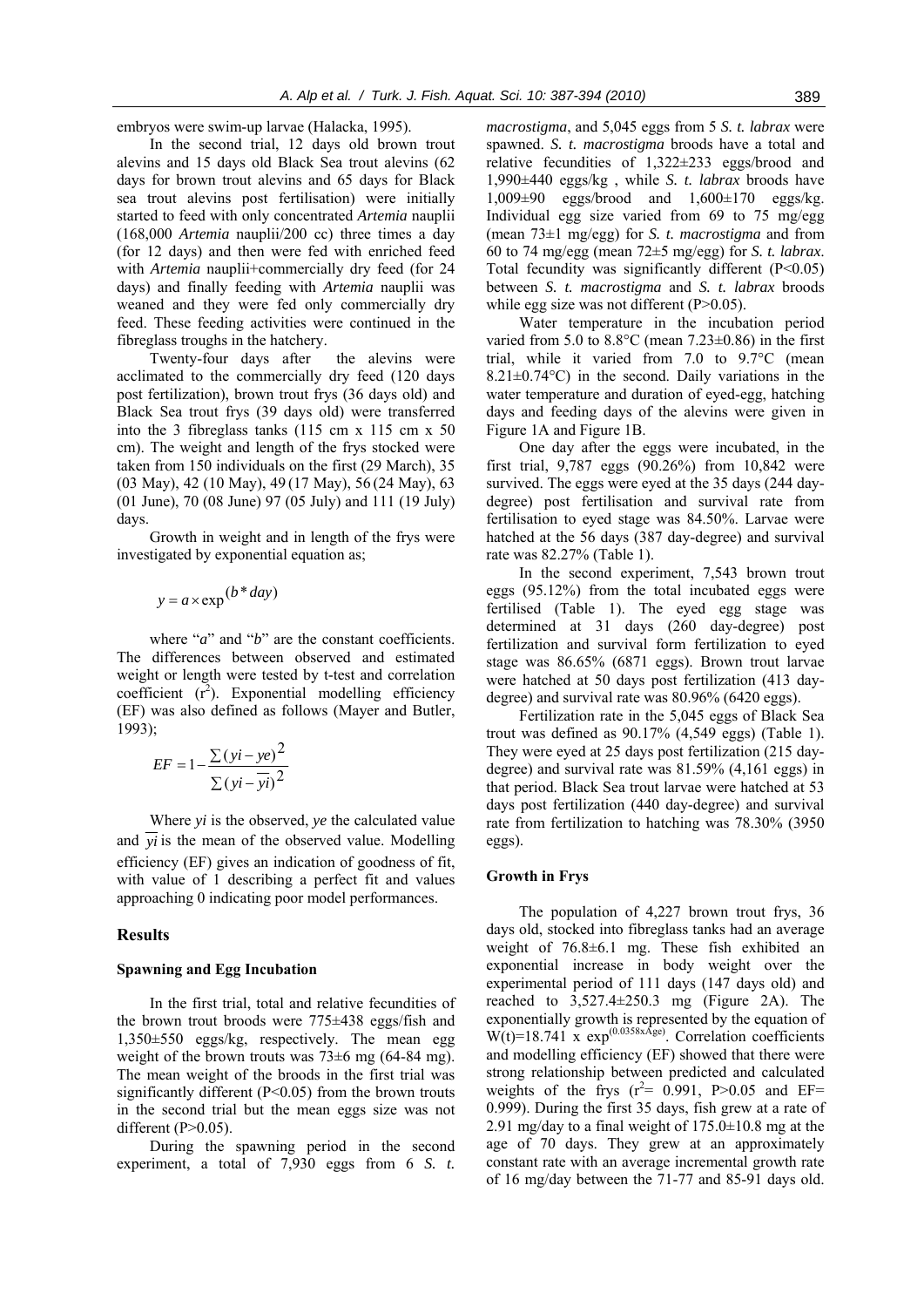embryos were swim-up larvae (Halacka, 1995).

In the second trial, 12 days old brown trout alevins and 15 days old Black Sea trout alevins (62 days for brown trout alevins and 65 days for Black sea trout alevins post fertilisation) were initially started to feed with only concentrated *Artemia* nauplii (168,000 *Artemia* nauplii/200 cc) three times a day (for 12 days) and then were fed with enriched feed with *Artemia* nauplii+commercially dry feed (for 24 days) and finally feeding with *Artemia* nauplii was weaned and they were fed only commercially dry feed. These feeding activities were continued in the fibreglass troughs in the hatchery.

Twenty-four days after the alevins were acclimated to the commercially dry feed (120 days post fertilization), brown trout frys (36 days old) and Black Sea trout frys (39 days old) were transferred into the 3 fibreglass tanks (115 cm x 115 cm x 50 cm). The weight and length of the frys stocked were taken from 150 individuals on the first (29 March), 35 (03 May), 42 (10 May), 49 (17 May), 56 (24 May), 63 (01 June), 70 (08 June) 97 (05 July) and 111 (19 July) days.

Growth in weight and in length of the frys were investigated by exponential equation as;

$$y = a \times \exp^{(b*day)}$$

where "*a*" and "*b*" are the constant coefficients. The differences between observed and estimated weight or length were tested by t-test and correlation coefficient ($r^2$). Exponential modelling efficiency (EF) was also defined as follows (Mayer and Butler, 1993);

$$EF = 1 - \frac{\sum (yi - ye)^2}{\sum (yi - \overline{yi})^2}$$

Where *yi* is the observed, *ye* the calculated value and $\overline{yi}$ is the mean of the observed value. Modelling efficiency (EF) gives an indication of goodness of fit, with value of 1 describing a perfect fit and values approaching 0 indicating poor model performances.

## Results

### Spawning and Egg Incubation

In the first trial, total and relative fecundities of the brown trout broods were 775±438 eggs/fish and 1,350±550 eggs/kg, respectively. The mean egg weight of the brown trouts was 73±6 mg (64-84 mg). The mean weight of the broods in the first trial was significantly different ($P<0.05$) from the brown trouts in the second trial but the mean eggs size was not different ($P>0.05$).

During the spawning period in the second experiment, a total of 7,930 eggs from 6 *S. t. macrostigma*, and 5,045 eggs from 5 *S. t. labrax* were spawned. *S. t. macrostigma* broods have a total and relative fecundities of 1,322±233 eggs/brood and 1,990±440 eggs/kg , while *S. t. labrax* broods have 1,009±90 eggs/brood and 1,600±170 eggs/kg. Individual egg size varied from 69 to 75 mg/egg (mean 73±1 mg/egg) for *S. t. macrostigma* and from 60 to 74 mg/egg (mean 72±5 mg/egg) for *S. t. labrax*. Total fecundity was significantly different ($P<0.05$) between *S. t. macrostigma* and *S. t. labrax* broods while egg size was not different ($P>0.05$).

Water temperature in the incubation period varied from 5.0 to 8.8°C (mean 7.23±0.86) in the first trial, while it varied from 7.0 to 9.7°C (mean 8.21±0.74°C) in the second. Daily variations in the water temperature and duration of eyed-egg, hatching days and feeding days of the alevins were given in Figure 1A and Figure 1B.

One day after the eggs were incubated, in the first trial, 9,787 eggs (90.26%) from 10,842 were survived. The eggs were eyed at the 35 days (244 day-degree) post fertilisation and survival rate from fertilisation to eyed stage was 84.50%. Larvae were hatched at the 56 days (387 day-degree) and survival rate was 82.27% (Table 1).

In the second experiment, 7,543 brown trout eggs (95.12%) from the total incubated eggs were fertilised (Table 1). The eyed egg stage was determined at 31 days (260 day-degree) post fertilization and survival form fertilization to eyed stage was 86.65% (6871 eggs). Brown trout larvae were hatched at 50 days post fertilization (413 day-degree) and survival rate was 80.96% (6420 eggs).

Fertilization rate in the 5,045 eggs of Black Sea trout was defined as 90.17% (4,549 eggs) (Table 1). They were eyed at 25 days post fertilization (215 day-degree) and survival rate was 81.59% (4,161 eggs) in that period. Black Sea trout larvae were hatched at 53 days post fertilization (440 day-degree) and survival rate from fertilization to hatching was 78.30% (3950 eggs).

### Growth in Frys

The population of 4,227 brown trout frys, 36 days old, stocked into fibreglass tanks had an average weight of 76.8±6.1 mg. These fish exhibited an exponential increase in body weight over the experimental period of 111 days (147 days old) and reached to 3,527.4±250.3 mg (Figure 2A). The exponentially growth is represented by the equation of $W(t)=18.741 \times \exp^{(0.0358 \times Age)}$. Correlation coefficients and modelling efficiency (EF) showed that there were strong relationship between predicted and calculated weights of the frys ($r^2$= 0.991, $P>0.05$ and EF= 0.999). During the first 35 days, fish grew at a rate of 2.91 mg/day to a final weight of 175.0±10.8 mg at the age of 70 days. They grew at an approximately constant rate with an average incremental growth rate of 16 mg/day between the 71-77 and 85-91 days old.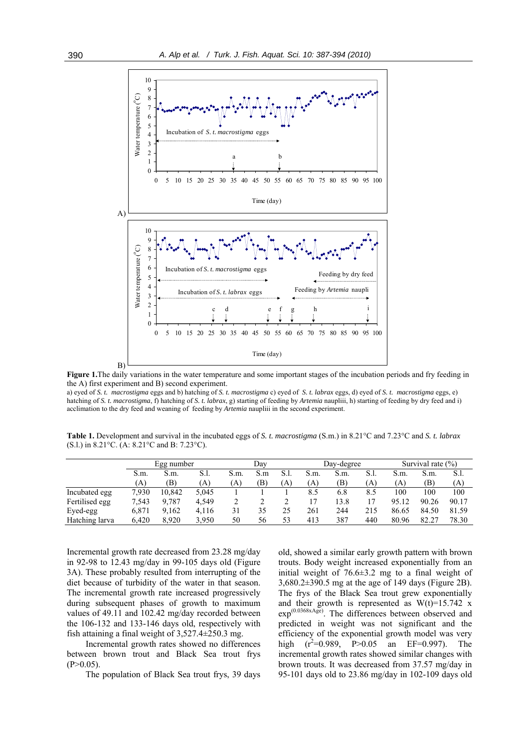**Figure 1.** The daily variations in the water temperature and some important stages of the incubation periods and fry feeding in the A) first experiment and B) second experiment.
a) eyed of *S. t. macrostigma* eggs and b) hatching of *S. t. macrostigma* c) eyed of *S. t. labrax* eggs, d) eyed of *S. t. macrostigma* eggs, e) hatching of *S. t. macrostigma*, f) hatching of *S. t. labrax*, g) starting of feeding by *Artemia* naupliii, h) starting of feeding by dry feed and i) acclimation to the dry feed and weaning of feeding by *Artemia* naupliii in the second experiment.

**Table 1.** Development and survival in the incubated eggs of *S. t. macrostigma* (S.m.) in 8.21°C and 7.23°C and *S. t. labrax* (S.l.) in 8.21°C. (A: 8.21°C and B: 7.23°C).

| | Egg number | | | Day | | | Day-degree | | | Survival rate (%) | | |
|---|---|---|---|---|---|---|---|---|---|---|---|---|
| | S.m. (A) | S.m. (B) | S.l. (A) | S.m. (A) | S.m (B) | S.l. (A) | S.m. (A) | S.m. (B) | S.l. (A) | S.m. (A) | S.m. (B) | S.l. (A) |
| Incubated egg | 7,930 | 10,842 | 5,045 | 1 | 1 | 1 | 8.5 | 6.8 | 8.5 | 100 | 100 | 100 |
| Fertilised egg | 7,543 | 9,787 | 4,549 | 2 | 2 | 2 | 17 | 13.8 | 17 | 95.12 | 90.26 | 90.17 |
| Eyed-egg | 6,871 | 9,162 | 4,116 | 31 | 35 | 25 | 261 | 244 | 215 | 86.65 | 84.50 | 81.59 |
| Hatching larva | 6,420 | 8,920 | 3,950 | 50 | 56 | 53 | 413 | 387 | 440 | 80.96 | 82.27 | 78.30 |

Incremental growth rate decreased from 23.28 mg/day in 92-98 to 12.43 mg/day in 99-105 days old (Figure 3A). These probably resulted from interrupting of the diet because of turbidity of the water in that season. The incremental growth rate increased progressively during subsequent phases of growth to maximum values of 49.11 and 102.42 mg/day recorded between the 106-132 and 133-146 days old, respectively with fish attaining a final weight of 3,527.4±250.3 mg.

Incremental growth rates showed no differences between brown trout and Black Sea trout frys ($P>0.05$).

The population of Black Sea trout frys, 39 days old, showed a similar early growth pattern with brown trouts. Body weight increased exponentially from an initial weight of 76.6±3.2 mg to a final weight of 3,680.2±390.5 mg at the age of 149 days (Figure 2B). The frys of the Black Sea trout grew exponentially and their growth is represented as $W(t)=15.742 \times \exp^{(0.0368 \times Age)}$. The differences between observed and predicted in weight was not significant and the efficiency of the exponential growth model was very high ($r^2=0.989$, $P>0.05$ an $EF=0.997$). The incremental growth rates showed similar changes with brown trouts. It was decreased from 37.57 mg/day in 95-101 days old to 23.86 mg/day in 102-109 days old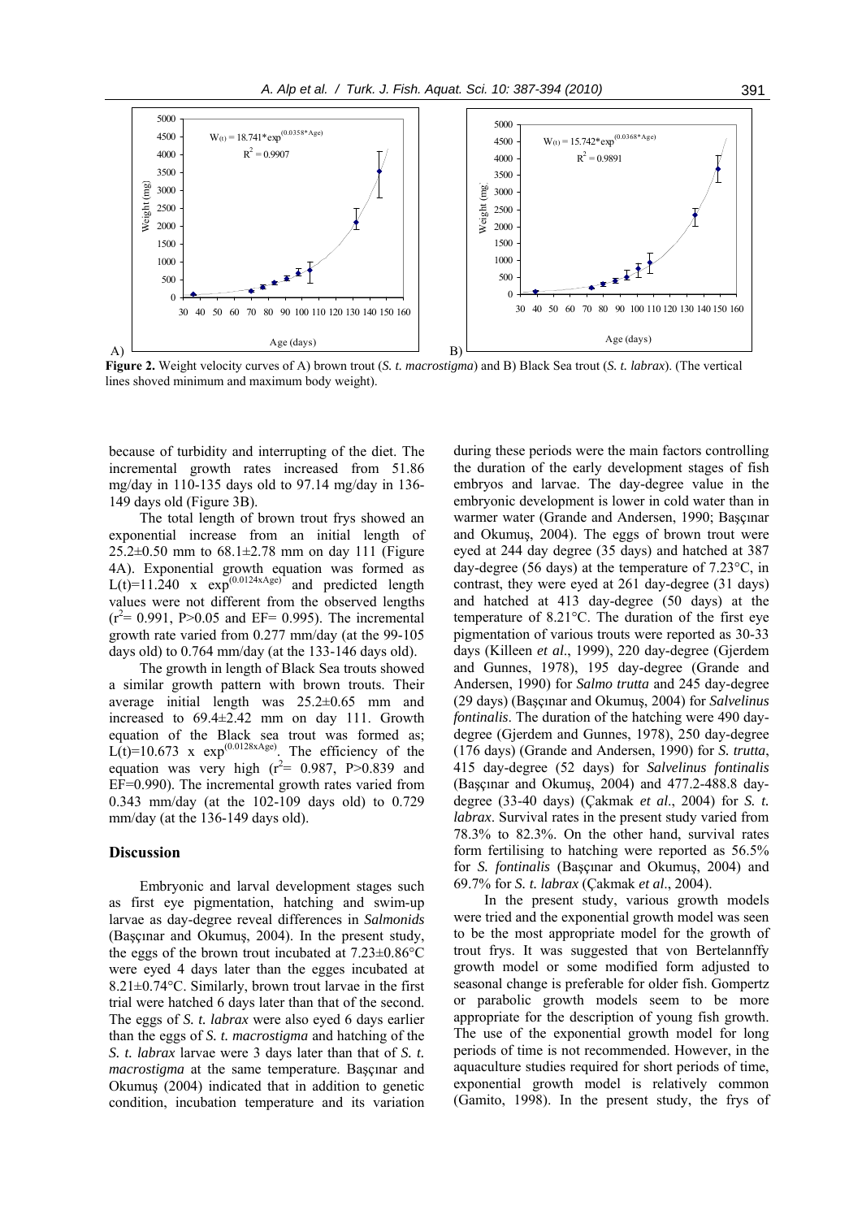**Figure 2.** Weight velocity curves of A) brown trout (*S. t. macrostigma*) and B) Black Sea trout (*S. t. labrax*). (The vertical lines shoved minimum and maximum body weight).

because of turbidity and interrupting of the diet. The incremental growth rates increased from 51.86 mg/day in 110-135 days old to 97.14 mg/day in 136-149 days old (Figure 3B).

The total length of brown trout frys showed an exponential increase from an initial length of 25.2±0.50 mm to 68.1±2.78 mm on day 111 (Figure 4A). Exponential growth equation was formed as $L(t)=11.240 \times \exp^{(0.0124xAge)}$ and predicted length values were not different from the observed lengths ($r^2$= 0.991, P>0.05 and EF= 0.995). The incremental growth rate varied from 0.277 mm/day (at the 99-105 days old) to 0.764 mm/day (at the 133-146 days old).

The growth in length of Black Sea trouts showed a similar growth pattern with brown trouts. Their average initial length was 25.2±0.65 mm and increased to 69.4±2.42 mm on day 111. Growth equation of the Black sea trout was formed as; $L(t)=10.673 \times \exp^{(0.0128xAge)}$. The efficiency of the equation was very high ($r^2$= 0.987, P>0.839 and EF=0.990). The incremental growth rates varied from 0.343 mm/day (at the 102-109 days old) to 0.729 mm/day (at the 136-149 days old).

## Discussion

Embryonic and larval development stages such as first eye pigmentation, hatching and swim-up larvae as day-degree reveal differences in *Salmonids* (Başçınar and Okumuş, 2004). In the present study, the eggs of the brown trout incubated at 7.23±0.86°C were eyed 4 days later than the egges incubated at 8.21±0.74°C. Similarly, brown trout larvae in the first trial were hatched 6 days later than that of the second. The eggs of *S. t. labrax* were also eyed 6 days earlier than the eggs of *S. t. macrostigma* and hatching of the *S. t. labrax* larvae were 3 days later than that of *S. t. macrostigma* at the same temperature. Başçınar and Okumuş (2004) indicated that in addition to genetic condition, incubation temperature and its variation during these periods were the main factors controlling the duration of the early development stages of fish embryos and larvae. The day-degree value in the embryonic development is lower in cold water than in warmer water (Grande and Andersen, 1990; Başçınar and Okumuş, 2004). The eggs of brown trout were eyed at 244 day degree (35 days) and hatched at 387 day-degree (56 days) at the temperature of 7.23°C, in contrast, they were eyed at 261 day-degree (31 days) and hatched at 413 day-degree (50 days) at the temperature of 8.21°C. The duration of the first eye pigmentation of various trouts were reported as 30-33 days (Killeen *et al*., 1999), 220 day-degree (Gjerdem and Gunnes, 1978), 195 day-degree (Grande and Andersen, 1990) for *Salmo trutta* and 245 day-degree (29 days) (Başçınar and Okumuş, 2004) for *Salvelinus fontinalis*. The duration of the hatching were 490 day-degree (Gjerdem and Gunnes, 1978), 250 day-degree (176 days) (Grande and Andersen, 1990) for *S. trutta*, 415 day-degree (52 days) for *Salvelinus fontinalis* (Başçınar and Okumuş, 2004) and 477.2-488.8 day-degree (33-40 days) (Çakmak *et al*., 2004) for *S. t. labrax*. Survival rates in the present study varied from 78.3% to 82.3%. On the other hand, survival rates form fertilising to hatching were reported as 56.5% for *S. fontinalis* (Başçınar and Okumuş, 2004) and 69.7% for *S. t. labrax* (Çakmak *et al*., 2004).

In the present study, various growth models were tried and the exponential growth model was seen to be the most appropriate model for the growth of trout frys. It was suggested that von Bertelannffy growth model or some modified form adjusted to seasonal change is preferable for older fish. Gompertz or parabolic growth models seem to be more appropriate for the description of young fish growth. The use of the exponential growth model for long periods of time is not recommended. However, in the aquaculture studies required for short periods of time, exponential growth model is relatively common (Gamito, 1998). In the present study, the frys of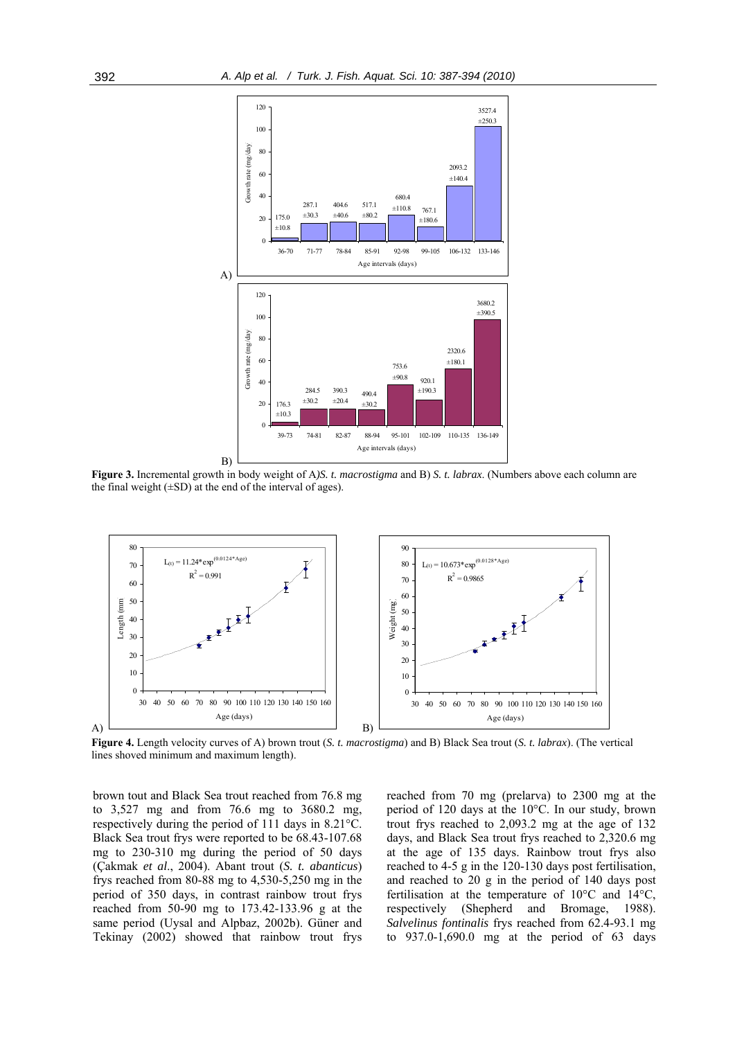**Figure 3.** Incremental growth in body weight of A) *S. t. macrostigma* and B) *S. t. labrax*. (Numbers above each column are the final weight (±SD) at the end of the interval of ages).

**Figure 4.** Length velocity curves of A) brown trout (*S. t. macrostigma*) and B) Black Sea trout (*S. t. labrax*). (The vertical lines shoved minimum and maximum length).

brown tout and Black Sea trout reached from 76.8 mg to 3,527 mg and from 76.6 mg to 3680.2 mg, respectively during the period of 111 days in 8.21°C. Black Sea trout frys were reported to be 68.43-107.68 mg to 230-310 mg during the period of 50 days (Çakmak *et al*., 2004). Abant trout (*S. t. abanticus*) frys reached from 80-88 mg to 4,530-5,250 mg in the period of 350 days, in contrast rainbow trout frys reached from 50-90 mg to 173.42-133.96 g at the same period (Uysal and Alpbaz, 2002b). Güner and Tekinay (2002) showed that rainbow trout frys reached from 70 mg (prelarva) to 2300 mg at the period of 120 days at the 10°C. In our study, brown trout frys reached to 2,093.2 mg at the age of 132 days, and Black Sea trout frys reached to 2,320.6 mg at the age of 135 days. Rainbow trout frys also reached to 4-5 g in the 120-130 days post fertilisation, and reached to 20 g in the period of 140 days post fertilisation at the temperature of 10°C and 14°C, respectively (Shepherd and Bromage, 1988). *Salvelinus fontinalis* frys reached from 62.4-93.1 mg to 937.0-1,690.0 mg at the period of 63 days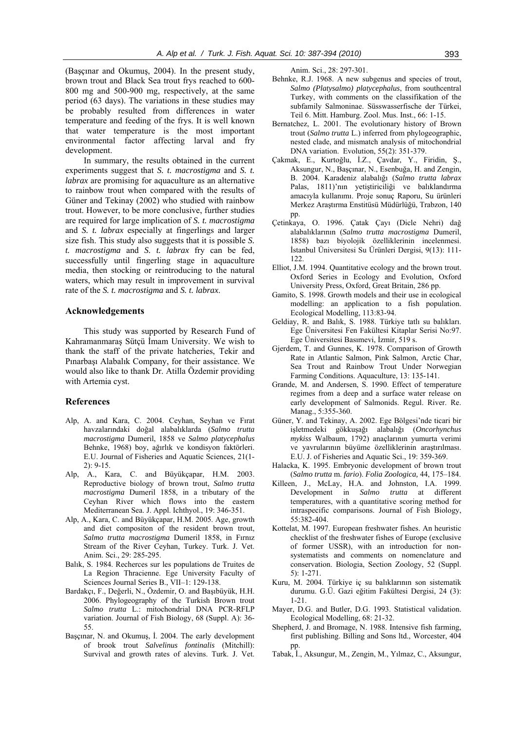(Başçınar and Okumuş, 2004). In the present study, brown trout and Black Sea trout frys reached to 600-800 mg and 500-900 mg, respectively, at the same period (63 days). The variations in these studies may be probably resulted from differences in water temperature and feeding of the frys. It is well known that water temperature is the most important environmental factor affecting larval and fry development.

In summary, the results obtained in the current experiments suggest that *S. t. macrostigma* and *S. t. labrax* are promising for aquaculture as an alternative to rainbow trout when compared with the results of Güner and Tekinay (2002) who studied with rainbow trout. However, to be more conclusive, further studies are required for large implication of *S. t. macrostigma* and *S. t. labrax* especially at fingerlings and larger size fish. This study also suggests that it is possible *S. t. macrostigma* and *S. t. labrax* fry can be fed, successfully until fingerling stage in aquaculture media, then stocking or reintroducing to the natural waters, which may result in improvement in survival rate of the *S. t. macrostigma* and *S. t. labrax*.

## Acknowledgements

This study was supported by Research Fund of Kahramanmaraş Sütçü İmam University. We wish to thank the staff of the private hatcheries, Tekir and Pınarbaşı Alabalık Company, for their assistance. We would also like to thank Dr. Atilla Özdemir providing with Artemia cyst.

## References

Alp, A. and Kara, C. 2004. Ceyhan, Seyhan ve Fırat havzalarındaki doğal alabalıklarda (*Salmo trutta macrostigma* Dumeril, 1858 ve *Salmo platycephalus* Behnke, 1968) boy, ağırlık ve kondisyon faktörleri. E.U. Journal of Fisheries and Aquatic Sciences, 21(1-2): 9-15.

Alp, A., Kara, C. and Büyükçapar, H.M. 2003. Reproductive biology of brown trout, *Salmo trutta macrostigma* Dumeril 1858, in a tributary of the Ceyhan River which flows into the eastern Mediterranean Sea. J. Appl. Ichthyol., 19: 346-351.

Alp, A., Kara, C. and Büyükçapar, H.M. 2005. Age, growth and diet compositon of the resident brown trout, *Salmo trutta macrostigma* Dumeril 1858, in Fırnız Stream of the River Ceyhan, Turkey. Turk. J. Vet. Anim. Sci., 29: 285-295.

Balık, S. 1984. Recherces sur les populations de Truites de La Region Thracienne. Ege University Faculty of Sciences Journal Series B., VII–1: 129-138.

Bardakçı, F., Değerli, N., Özdemir, O. and Başıbüyük, H.H. 2006. Phylogeography of the Turkish Brown trout *Salmo trutta* L.: mitochondrial DNA PCR-RFLP variation. Journal of Fish Biology, 68 (Suppl. A): 36-55.

Başçınar, N. and Okumuş, İ. 2004. The early development of brook trout *Salvelinus fontinalis* (Mitchill): Survival and growth rates of alevins. Turk. J. Vet. Anim. Sci., 28: 297-301.

Behnke, R.J. 1968. A new subgenus and species of trout, *Salmo (Platysalmo) platycephalus*, from southcentral Turkey, with comments on the classifikation of the subfamily Salmoninae. Süsswasserfische der Türkei, Teil 6. Mitt. Hamburg. Zool. Mus. Inst., 66: 1-15.

Bernatchez, L. 2001. The evolutionary history of Brown trout (*Salmo trutta* L.) inferred from phylogeographic, nested clade, and mismatch analysis of mitochondrial DNA variation. Evolution, 55(2): 351-379.

Çakmak, E., Kurtoğlu, İ.Z., Çavdar, Y., Firidin, Ş., Aksungur, N., Başçınar, N., Esenbuğa, H. and Zengin, B. 2004. Karadeniz alabalığı (*Salmo trutta labrax* Palas, 1811)'nın yetiştiriciliği ve balıklandırma amacıyla kullanımı. Proje sonuç Raporu, Su ürünleri Merkez Araştırma Enstitüsü Müdürlüğü, Trabzon, 140 pp.

Çetinkaya, O. 1996. Çatak Çayı (Dicle Nehri) dağ alabalıklarının (*Salmo trutta macrostigma* Dumeril, 1858) bazı biyolojik özelliklerinin incelenmesi. İstanbul Üniversitesi Su Ürünleri Dergisi, 9(13): 111-122.

Elliot, J.M. 1994. Quantitative ecology and the brown trout. Oxford Series in Ecology and Evolution, Oxford University Press, Oxford, Great Britain, 286 pp.

Gamito, S. 1998. Growth models and their use in ecological modelling: an application to a fish population. Ecological Modelling, 113:83-94.

Geldiay, R. and Balık, S. 1988. Türkiye tatlı su balıkları. Ege Üniversitesi Fen Fakültesi Kitaplar Serisi No:97. Ege Üniversitesi Basımevi, İzmir, 519 s.

Gjerdem, T. and Gunnes, K. 1978. Comparison of Growth Rate in Atlantic Salmon, Pink Salmon, Arctic Char, Sea Trout and Rainbow Trout Under Norwegian Farming Conditions. Aquaculture, 13: 135-141.

Grande, M. and Andersen, S. 1990. Effect of temperature regimes from a deep and a surface water release on early development of Salmonids. Regul. River. Re. Manag., 5:355-360.

Güner, Y. and Tekinay, A. 2002. Ege Bölgesi'nde ticari bir işletmedeki gökkuşağı alabalığı (*Oncorhynchus mykiss* Walbaum, 1792) anaçlarının yumurta verimi ve yavrularının büyüme özelliklerinin araştırılması. E.U. J. of Fisheries and Aquatic Sci., 19: 359-369.

Halacka, K. 1995. Embryonic development of brown trout (*Salmo trutta* m. *fario*). *Folia Zoologica,* 44, 175–184.

Killeen, J., McLay, H.A. and Johnston, I.A. 1999. Development in *Salmo trutta* at different temperatures, with a quantitative scoring method for intraspecific comparisons. Journal of Fish Biology, 55:382-404.

Kottelat, M. 1997. European freshwater fishes. An heuristic checklist of the freshwater fishes of Europe (exclusive of former USSR), with an introduction for non-systematists and comments on nomenclature and conservation. Biologia, Section Zoology, 52 (Suppl. 5): 1-271.

Kuru, M. 2004. Türkiye iç su balıklarının son sistematik durumu. G.Ü. Gazi eğitim Fakültesi Dergisi, 24 (3): 1-21.

Mayer, D.G. and Butler, D.G. 1993. Statistical validation. Ecological Modelling, 68: 21-32.

Shepherd, J. and Bromage, N. 1988. Intensive fish farming, first publishing. Billing and Sons ltd., Worcester, 404 pp.

Tabak, İ., Aksungur, M., Zengin, M., Yılmaz, C., Aksungur,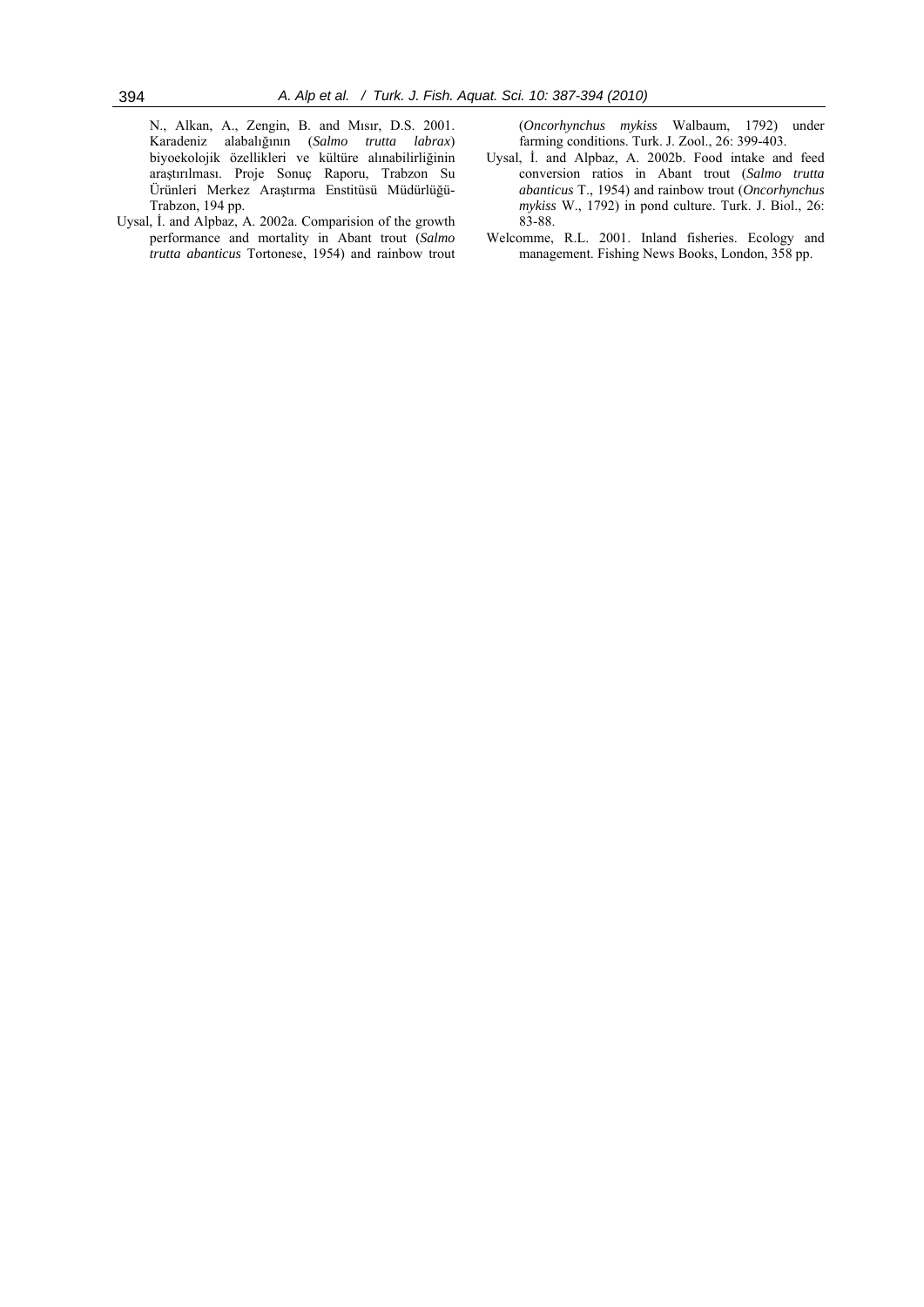N., Alkan, A., Zengin, B. and Mısır, D.S. 2001. Karadeniz alabalığının (*Salmo trutta labrax*) biyoekolojik özellikleri ve kültüre alınabilirliğinin araştırılması. Proje Sonuç Raporu, Trabzon Su Ürünleri Merkez Araştırma Enstitüsü Müdürlüğü-Trabzon, 194 pp.

Uysal, İ. and Alpbaz, A. 2002a. Comparision of the growth performance and mortality in Abant trout (*Salmo trutta abanticus* Tortonese, 1954) and rainbow trout (*Oncorhynchus mykiss* Walbaum, 1792) under farming conditions. Turk. J. Zool., 26: 399-403.

Uysal, İ. and Alpbaz, A. 2002b. Food intake and feed conversion ratios in Abant trout (*Salmo trutta abanticus* T., 1954) and rainbow trout (*Oncorhynchus mykiss* W., 1792) in pond culture. Turk. J. Biol., 26: 83-88.

Welcomme, R.L. 2001. Inland fisheries. Ecology and management. Fishing News Books, London, 358 pp.